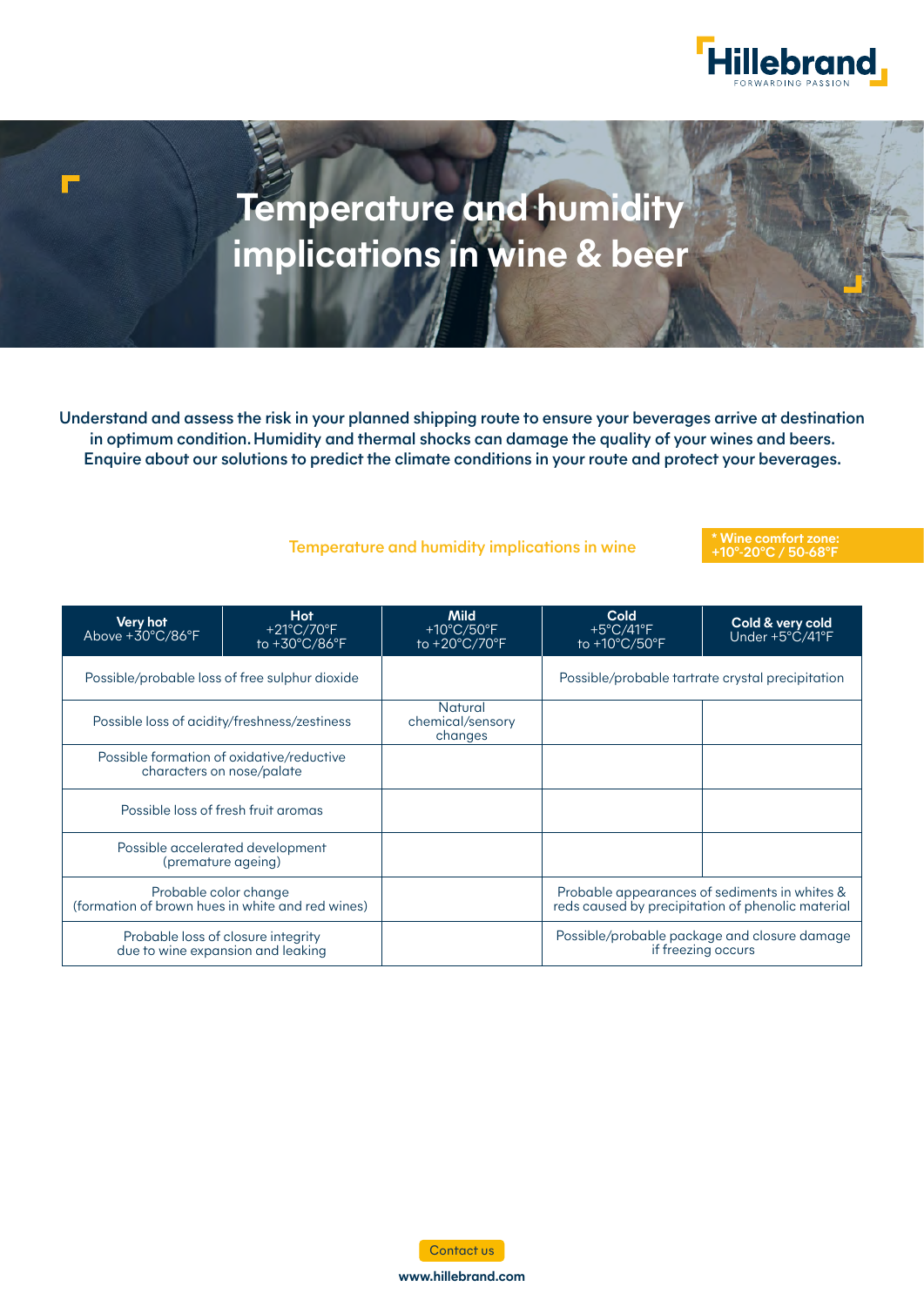# Temperature and humidity implications in wine & beer

**Understand and assess the risk in your planned shipping route to ensure your beverages arrive at destination in optimum condition. Humidity and thermal shocks can damage the quality of your wines and beers. Enquire about our solutions to predict the climate conditions in your route and protect your beverages.**

## Temperature and humidity implications in wine

**\* Wine comfort zone: +10°-20°C / 50-68°F**

| **Very hot** Above +30°C/86°F | **Hot** +21°C/70°F to +30°C/86°F | **Mild** +10°C/50°F to +20°C/70°F | **Cold** +5°C/41°F to +10°C/50°F | **Cold & very cold** Under +5°C/41°F |
|---|---|---|---|---|
| Possible/probable loss of free sulphur dioxide | | | Possible/probable tartrate crystal precipitation | |
| Possible loss of acidity/freshness/zestiness | | Natural chemical/sensory changes | | |
| Possible formation of oxidative/reductive characters on nose/palate | | | | |
| Possible loss of fresh fruit aromas | | | | |
| Possible accelerated development (premature ageing) | | | | |
| Probable color change (formation of brown hues in white and red wines) | | | Probable appearances of sediments in whites & reds caused by precipitation of phenolic material | |
| Probable loss of closure integrity due to wine expansion and leaking | | | Possible/probable package and closure damage if freezing occurs | |

Contact us

**www.hillebrand.com**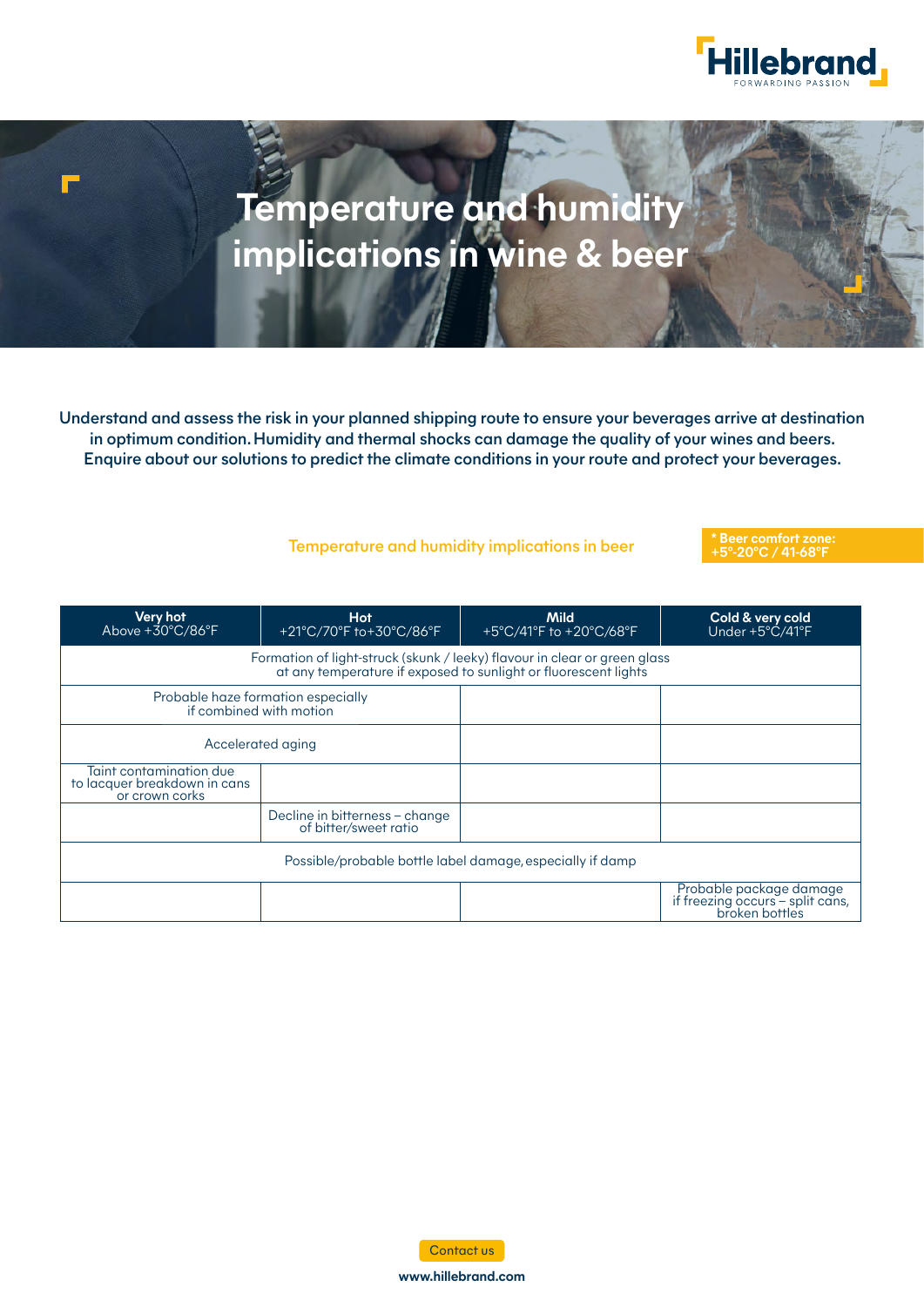# Temperature and humidity implications in wine & beer

Understand and assess the risk in your planned shipping route to ensure your beverages arrive at destination in optimum condition. Humidity and thermal shocks can damage the quality of your wines and beers. Enquire about our solutions to predict the climate conditions in your route and protect your beverages.

## Temperature and humidity implications in beer

**\* Beer comfort zone: +5°-20°C / 41-68°F**

| **Very hot** Above +30°C/86°F | **Hot** +21°C/70°F to+30°C/86°F | **Mild** +5°C/41°F to +20°C/68°F | **Cold & very cold** Under +5°C/41°F |
|---|---|---|---|
| Formation of light-struck (skunk / leeky) flavour in clear or green glass at any temperature if exposed to sunlight or fluorescent lights | | | |
| Probable haze formation especially if combined with motion | | | |
| Accelerated aging | | | |
| Taint contamination due to lacquer breakdown in cans or crown corks | | | |
| | Decline in bitterness – change of bitter/sweet ratio | | |
| Possible/probable bottle label damage, especially if damp | | | |
| | | | Probable package damage if freezing occurs – split cans, broken bottles |

Contact us

www.hillebrand.com